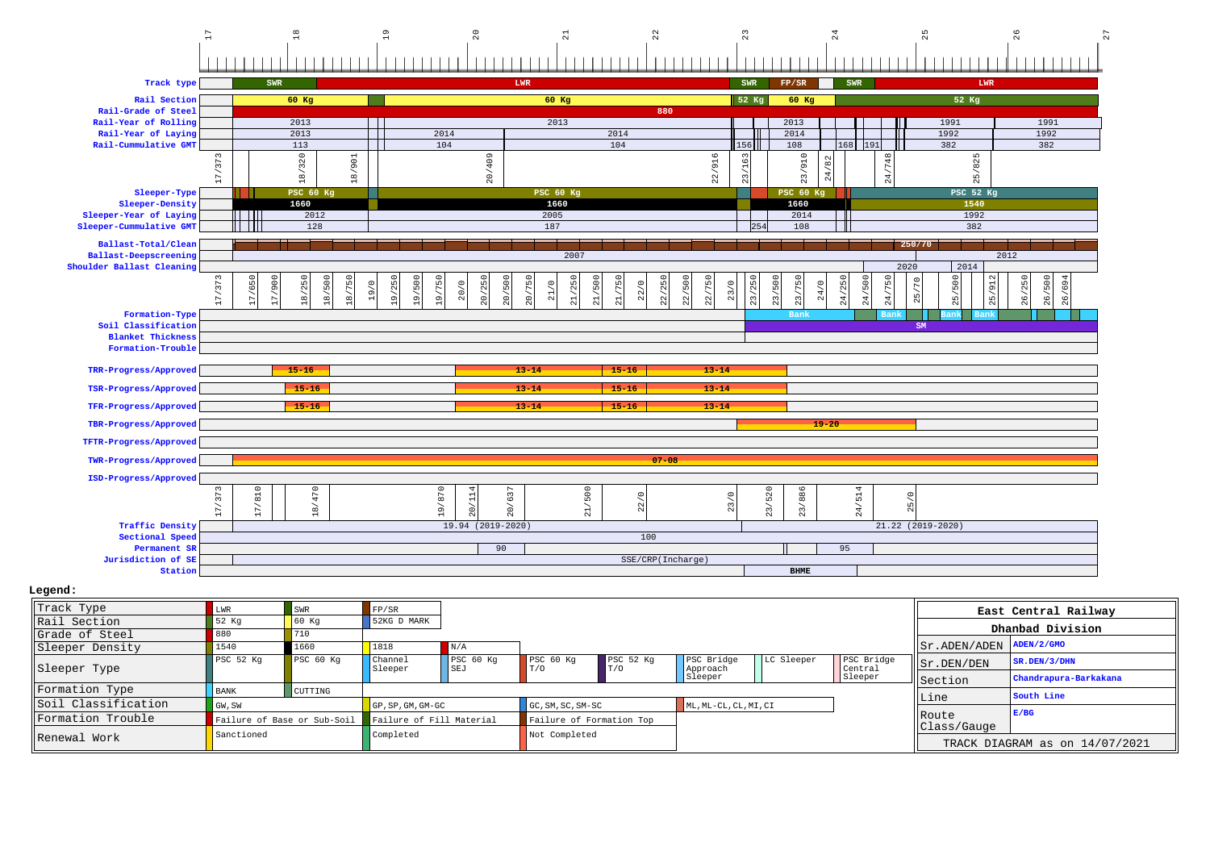17 18 19 20 21 22 23 24 25 26 27

| Parameter | Values |
|---|---|
| Track type | SWR, LWR, SWR, FP/SR, SWR, LWR |
| Rail Section | 60 Kg, 60 Kg, 52 Kg, 60 Kg, 52 Kg |
| Rail-Grade of Steel | 880 |
| Rail-Year of Rolling | 2013, 2013, 2013, 1991, 1991 |
| Rail-Year of Laying | 2013, 2014, 2014, 2014, 1992, 1992 |
| Rail-Cummulative GMT | 113, 104, 104, 156, 108, 168, 191, 382, 382 |
| | 17/373, 18/320, 18/901, 20/409, 22/916, 23/163, 23/910, 24/82, 24/748, 25/825 |
| Sleeper-Type | PSC 60 Kg, PSC 60 Kg, PSC 60 Kg, PSC 52 Kg |
| Sleeper-Density | 1660, 1660, 1660, 1540 |
| Sleeper-Year of Laying | 2012, 2005, 2014, 1992 |
| Sleeper-Cummulative GMT | 128, 187, 254, 108, 382 |
| Ballast-Total/Clean | 250/70 |
| Ballast-Deepscreening | 2007, 2012 |
| Shoulder Ballast Cleaning | 2020, 2014 |
| | 17/373, 17/650, 17/900, 18/250, 18/500, 18/750, 19/0, 19/250, 19/500, 19/750, 20/0, 20/250, 20/500, 20/750, 21/0, 21/250, 21/500, 21/750, 22/0, 22/250, 22/500, 22/750, 23/0, 23/250, 23/500, 23/750, 24/0, 24/250, 24/500, 24/750, 25/70, 25/500, 25/912, 26/250, 26/500, 26/694 |
| Formation-Type | Bank, Bank, Bank, Bank |
| Soil Classification | SM |
| Blanket Thickness | |
| Formation-Trouble | |
| TRR-Progress/Approved | 15-16, 13-14, 15-16, 13-14 |
| TSR-Progress/Approved | 15-16, 13-14, 15-16, 13-14 |
| TFR-Progress/Approved | 15-16, 13-14, 15-16, 13-14 |
| TBR-Progress/Approved | 19-20 |
| TFTR-Progress/Approved | |
| TWR-Progress/Approved | 07-08 |
| ISD-Progress/Approved | |
| | 17/373, 17/810, 18/470, 19/870, 20/114, 20/637, 21/500, 22/0, 23/0, 23/520, 23/886, 24/514, 25/0 |
| Traffic Density | 19.94 (2019-2020), 21.22 (2019-2020) |
| Sectional Speed | 100 |
| Permanent SR | 90, 95 |
| Jurisdiction of SE | SSE/CRP(Incharge) |
| Station | BHME |

**Legend:**

| | | | | | | | | |
|---|---|---|---|---|---|---|---|---|
| Track Type | LWR | SWR | FP/SR | | | | | |
| Rail Section | 52 Kg | 60 Kg | 52KG D MARK | | | | | |
| Grade of Steel | 880 | 710 | | | | | | |
| Sleeper Density | 1540 | 1660 | 1818 | N/A | | | | |
| Sleeper Type | PSC 52 Kg | PSC 60 Kg | Channel Sleeper | PSC 60 Kg SEJ | PSC 60 Kg T/O | PSC 52 Kg T/O | PSC Bridge Approach Sleeper | LC Sleeper | PSC Bridge Central Sleeper |
| Formation Type | BANK | CUTTING | | | | | | |
| Soil Classification | GW, SW | | GP, SP, GM, GM-GC | | GC, SM, SC, SM-SC | | ML, ML-CL, CL, MI, CI | |
| Formation Trouble | Failure of Base or Sub-Soil | | Failure of Fill Material | | Failure of Formation Top | | | |
| Renewal Work | Sanctioned | | Completed | | Not Completed | | | |

| East Central Railway | |
|---|---|
| Dhanbad Division | |
| Sr.ADEN/ADEN | ADEN/2/GMO |
| Sr.DEN/DEN | SR.DEN/3/DHN |
| Section | Chandrapura-Barkakana |
| Line | South Line |
| Route Class/Gauge | E/BG |
| TRACK DIAGRAM as on 14/07/2021 | |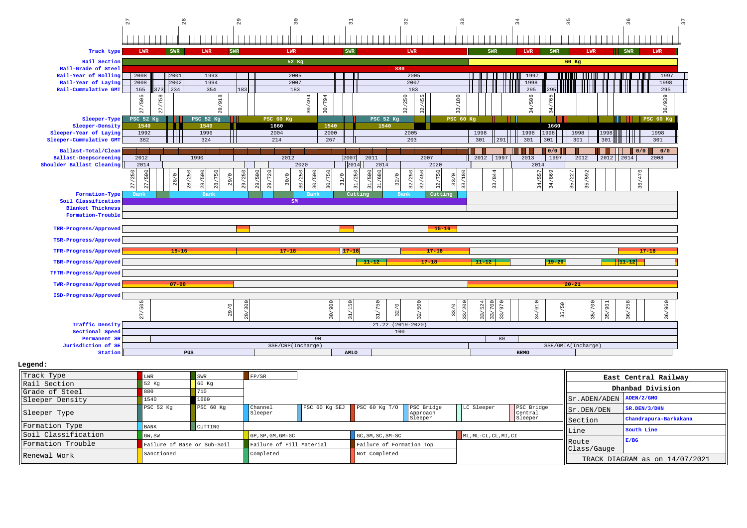27 28 29 30 31 32 33 34 35 36 37

| Row | Values |
|---|---|
| Track type | LWR, SWR, LWR, SWR, LWR, SWR, LWR, SWR, LWR, SWR, LWR, SWR, LWR |
| Rail Section | 52 Kg, 60 Kg |
| Rail-Grade of Steel | 880 |
| Rail-Year of Rolling | 2008, 2001, 1993, 2005, 2005, 1997, 1997 |
| Rail-Year of Laying | 2008, 2002, 1994, 2007, 2007, 1998, 1998 |
| Rail-Cummulative GMT | 165, 373, 234, 354, 183, 183, 183, 295, 295, 295 |
| | 27/505, 27/758, 28/918, 30/494, 30/794, 32/250, 32/455, 33/180, 34/506, 34/765, 36/939 |
| Sleeper-Type | PSC 52 Kg, PSC 52 Kg, PSC 60 Kg, PSC 52 Kg, PSC 60 Kg, PSC 60 Kg |
| Sleeper-Density | 1540, 1540, 1660, 1540, 1540, 1660 |
| Sleeper-Year of Laying | 1992, 1996, 2004, 2000, 2005, 1998, 1998, 1998, 1998, 1998, 1998 |
| Sleeper-Cummulative GMT | 382, 324, 214, 267, 203, 301, 291, 301, 301, 301, 301, 301 |
| Ballast-Total/Clean | 0/0, 0/0, 0/0 |
| Ballast-Deepscreening | 1990, 2012, 2007, 2011, 2007, 2012, 1997, 2013, 1997, 2012, 2012, 2014, 2008 |
| Shoulder Ballast Cleaning | 2014, 2020, 2014, 2014, 2020, 2014 |
| | 27/250, 27/500, 28/0, 28/250, 28/500, 28/750, 29/0, 29/250, 29/500, 29/720, 30/0, 30/250, 30/500, 30/750, 31/0, 31/250, 31/500, 31/680, 32/0, 32/250, 32/450, 32/750, 33/0, 33/180, 33/844, 34/557, 34/869, 35/227, 35/592, 36/476 |
| Formation-Type | Bank, Bank, Bank, Cutting, Bank, Cutting |
| Soil Classification | SM |
| Blanket Thickness | |
| Formation-Trouble | |
| TRR-Progress/Approved | 15-16 |
| TSR-Progress/Approved | |
| TFR-Progress/Approved | 15-16, 17-18, 17-18, 17-18, 17-18 |
| TBR-Progress/Approved | 11-12, 17-18, 11-12, 19-20, 11-12 |
| TFTR-Progress/Approved | |
| TWR-Progress/Approved | 07-08, 20-21 |
| ISD-Progress/Approved | |
| | 27/505, 29/0, 29/300, 30/900, 31/150, 31/750, 32/0, 32/500, 33/0, 33/200, 33/524, 33/700, 33/970, 34/610, 35/50, 35/700, 35/961, 36/258, 36/960 |
| Traffic Density | 21.22 (2019-2020) |
| Sectional Speed | 100 |
| Permanent SR | 90, 80 |
| Jurisdiction of SE | SSE/CRP(Incharge), SSE/GMIA(Incharge) |
| Station | PUS, AMLO, BRMO |

**Legend:**

| | | | |
|---|---|---|---|
| Track Type | LWR | SWR | FP/SR |
| Rail Section | 52 Kg | 60 Kg | |
| Grade of Steel | 880 | 710 | |
| Sleeper Density | 1540 | 1660 | |
| Sleeper Type | PSC 52 Kg | PSC 60 Kg | Channel Sleeper, PSC 60 Kg SEJ, PSC 60 Kg T/O, PSC Bridge Approach Sleeper, LC Sleeper, PSC Bridge Central Sleeper |
| Formation Type | BANK | CUTTING | |
| Soil Classification | GW, SW | GP, SP, GM, GM-GC | GC, SM, SC, SM-SC; ML, ML-CL, CL, MI, CI |
| Formation Trouble | Failure of Base or Sub-Soil | Failure of Fill Material | Failure of Formation Top |
| Renewal Work | Sanctioned | Completed | Not Completed |

| East Central Railway | |
|---|---|
| Dhanbad Division | |
| Sr.ADEN/ADEN | ADEN/2/GMO |
| Sr.DEN/DEN | SR.DEN/3/DHN |
| Section | Chandrapura-Barkakana |
| Line | South Line |
| Route Class/Gauge | E/BG |
| TRACK DIAGRAM as on 14/07/2021 | |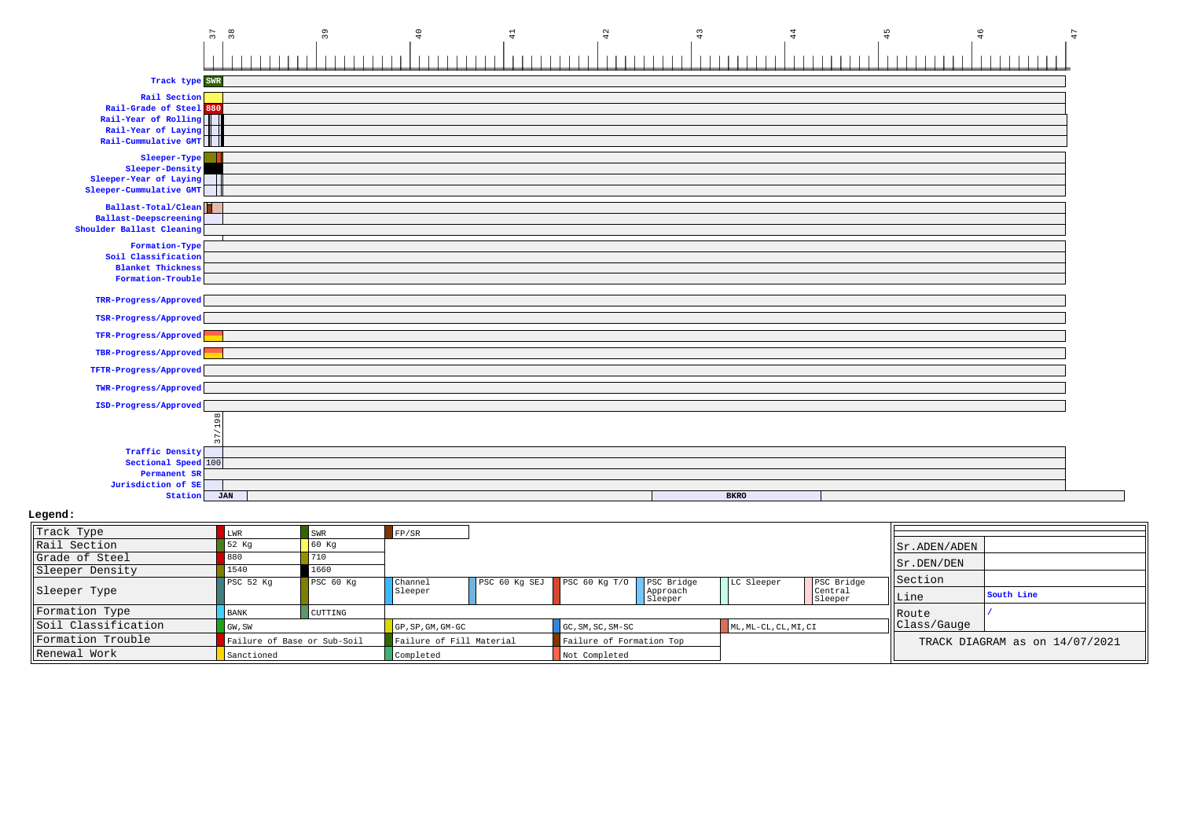37 38 39 40 41 42 43 44 45 46 47

Track type SWR
Rail Section
Rail-Grade of Steel 880
Rail-Year of Rolling
Rail-Year of Laying
Rail-Cummulative GMT
Sleeper-Type
Sleeper-Density
Sleeper-Year of Laying
Sleeper-Cummulative GMT
Ballast-Total/Clean
Ballast-Deepscreening
Shoulder Ballast Cleaning
Formation-Type
Soil Classification
Blanket Thickness
Formation-Trouble
TRR-Progress/Approved
TSR-Progress/Approved
TFR-Progress/Approved
TBR-Progress/Approved
TFTR-Progress/Approved
TWR-Progress/Approved
ISD-Progress/Approved

37/198

Traffic Density
Sectional Speed 100
Permanent SR
Jurisdiction of SE
Station JAN BKRO

**Legend:**

| | | | | | | | | |
|---|---|---|---|---|---|---|---|---|
| Track Type | LWR | SWR | FP/SR | | | | | |
| Rail Section | 52 Kg | 60 Kg | | | | | | |
| Grade of Steel | 880 | 710 | | | | | | |
| Sleeper Density | 1540 | 1660 | | | | | | |
| Sleeper Type | PSC 52 Kg | PSC 60 Kg | Channel Sleeper | PSC 60 Kg SEJ | PSC 60 Kg T/O | PSC Bridge Approach Sleeper | LC Sleeper | PSC Bridge Central Sleeper |
| Formation Type | BANK | CUTTING | | | | | | |
| Soil Classification | GW, SW | | GP, SP, GM, GM-GC | | GC, SM, SC, SM-SC | | ML, ML-CL, CL, MI, CI | |
| Formation Trouble | Failure of Base or Sub-Soil | | Failure of Fill Material | | Failure of Formation Top | | | |
| Renewal Work | Sanctioned | | Completed | | Not Completed | | | |

| | |
|---|---|
| Sr.ADEN/ADEN | |
| Sr.DEN/DEN | |
| Section | |
| Line | South Line |
| Route Class/Gauge | / |

TRACK DIAGRAM as on 14/07/2021